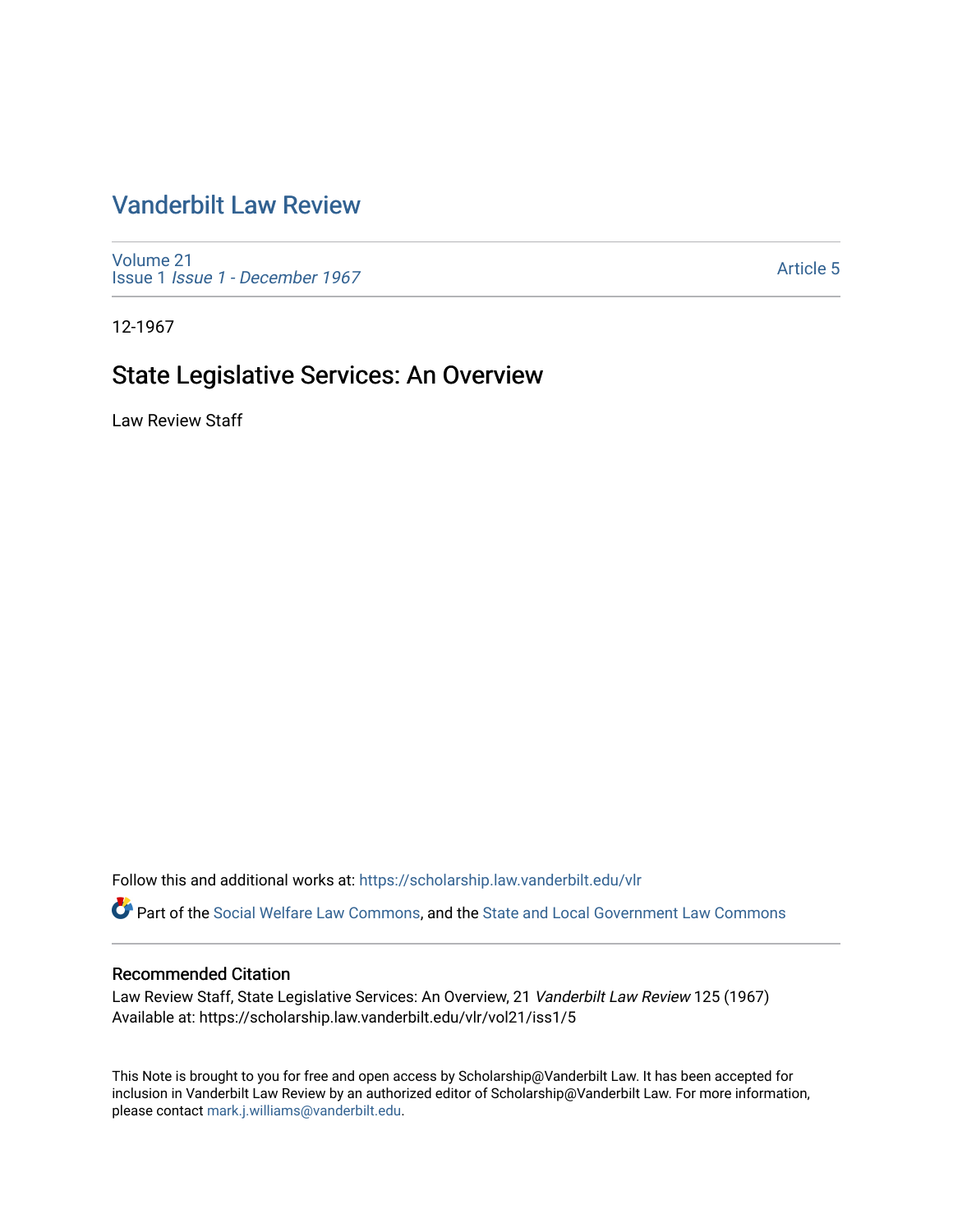# Vanderbilt Law Review

Volume 21
Issue 1 *Issue 1 - December 1967*

Article 5

12-1967

## State Legislative Services: An Overview

Law Review Staff

Follow this and additional works at: https://scholarship.law.vanderbilt.edu/vlr

Part of the Social Welfare Law Commons, and the State and Local Government Law Commons

### Recommended Citation

Law Review Staff, State Legislative Services: An Overview, 21 *Vanderbilt Law Review* 125 (1967)
Available at: https://scholarship.law.vanderbilt.edu/vlr/vol21/iss1/5

This Note is brought to you for free and open access by Scholarship@Vanderbilt Law. It has been accepted for inclusion in Vanderbilt Law Review by an authorized editor of Scholarship@Vanderbilt Law. For more information, please contact mark.j.williams@vanderbilt.edu.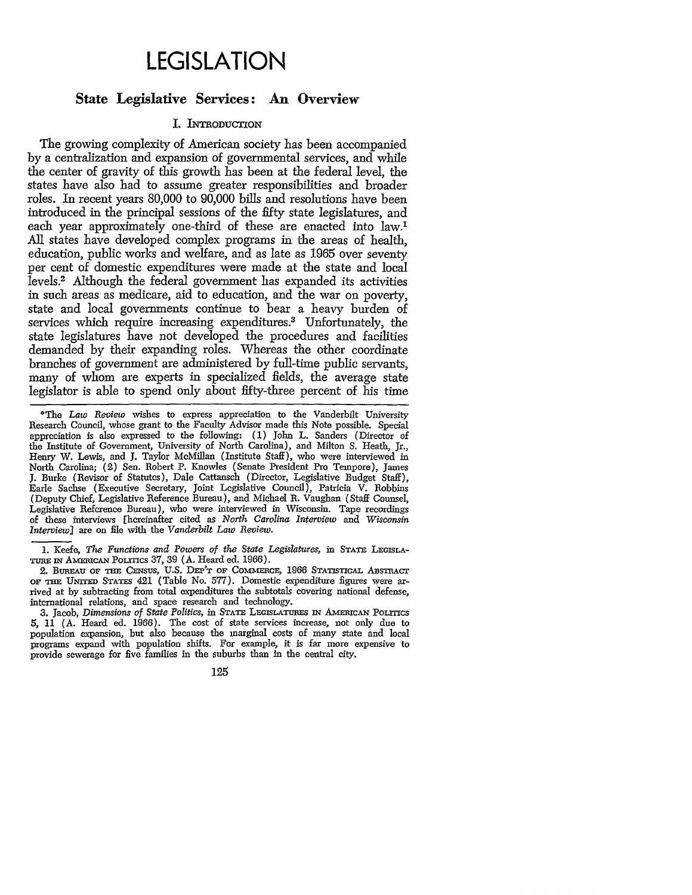# LEGISLATION

## State Legislative Services: An Overview

### I. Introduction

The growing complexity of American society has been accompanied by a centralization and expansion of governmental services, and while the center of gravity of this growth has been at the federal level, the states have also had to assume greater responsibilities and broader roles. In recent years 80,000 to 90,000 bills and resolutions have been introduced in the principal sessions of the fifty state legislatures, and each year approximately one-third of these are enacted into law.[1] All states have developed complex programs in the areas of health, education, public works and welfare, and as late as 1965 over seventy per cent of domestic expenditures were made at the state and local levels.[2] Although the federal government has expanded its activities in such areas as medicare, aid to education, and the war on poverty, state and local governments continue to bear a heavy burden of services which require increasing expenditures.[3] Unfortunately, the state legislatures have not developed the procedures and facilities demanded by their expanding roles. Whereas the other coordinate branches of government are administered by full-time public servants, many of whom are experts in specialized fields, the average state legislator is able to spend only about fifty-three percent of his time

---

*The *Law Review* wishes to express appreciation to the Vanderbilt University Research Council, whose grant to the Faculty Advisor made this Note possible. Special appreciation is also expressed to the following: (1) John L. Sanders (Director of the Institute of Government, University of North Carolina), and Milton S. Heath, Jr., Henry W. Lewis, and J. Taylor McMillan (Institute Staff), who were interviewed in North Carolina; (2) Sen. Robert P. Knowles (Senate President Pro Tempore), James J. Burke (Revisor of Statutes), Dale Cattansch (Director, Legislative Budget Staff), Earle Sachse (Executive Secretary, Joint Legislative Council), Patricia V. Robbins (Deputy Chief, Legislative Reference Bureau), and Michael R. Vaughan (Staff Counsel, Legislative Reference Bureau), who were interviewed in Wisconsin. Tape recordings of these interviews [hereinafter cited as *North Carolina Interview* and *Wisconsin Interview*] are on file with the *Vanderbilt Law Review*.

1. Keefe, *The Functions and Powers of the State Legislatures*, in STATE LEGISLATURE IN AMERICAN POLITICS 37, 39 (A. Heard ed. 1966).

2. BUREAU OF THE CENSUS, U.S. DEP'T OF COMMERCE, 1966 STATISTICAL ABSTRACT OF THE UNITED STATES 421 (Table No. 577). Domestic expenditure figures were arrived at by subtracting from total expenditures the subtotals covering national defense, international relations, and space research and technology.

3. Jacob, *Dimensions of State Politics*, in STATE LEGISLATURES IN AMERICAN POLITICS 5, 11 (A. Heard ed. 1966). The cost of state services increase, not only due to population expansion, but also because the marginal costs of many state and local programs expand with population shifts. For example, it is far more expensive to provide sewerage for five families in the suburbs than in the central city.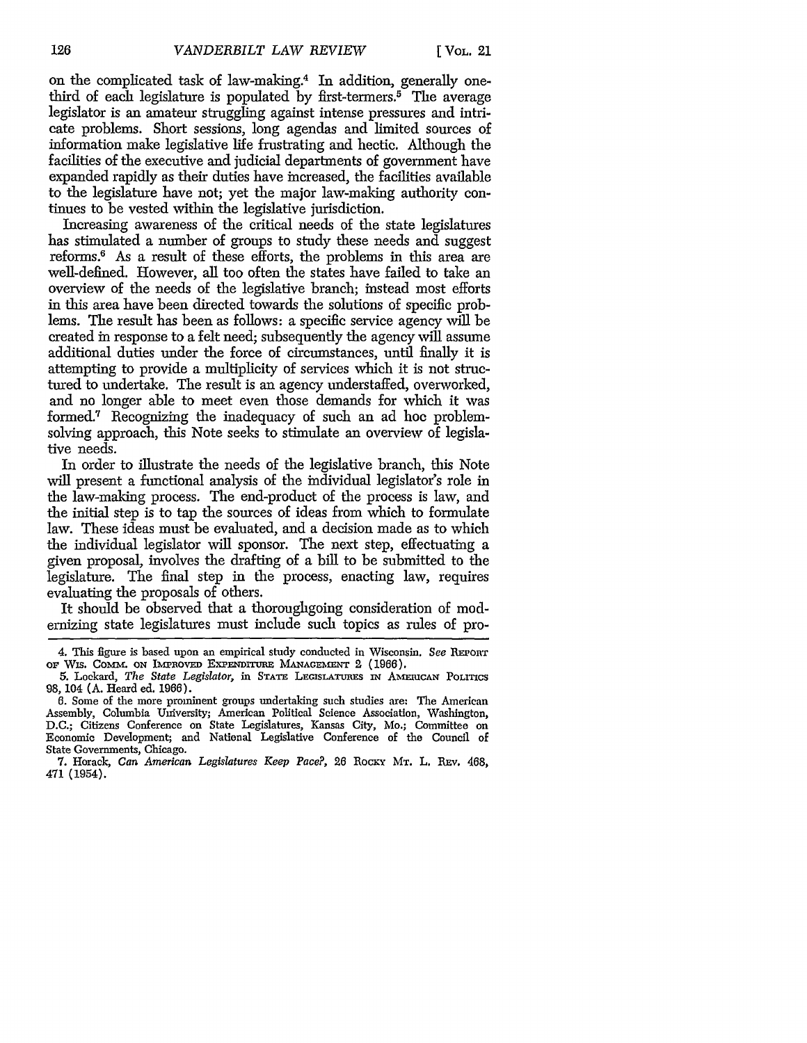on the complicated task of law-making.[4] In addition, generally one-third of each legislature is populated by first-termers.[5] The average legislator is an amateur struggling against intense pressures and intricate problems. Short sessions, long agendas and limited sources of information make legislative life frustrating and hectic. Although the facilities of the executive and judicial departments of government have expanded rapidly as their duties have increased, the facilities available to the legislature have not; yet the major law-making authority continues to be vested within the legislative jurisdiction.

Increasing awareness of the critical needs of the state legislatures has stimulated a number of groups to study these needs and suggest reforms.[6] As a result of these efforts, the problems in this area are well-defined. However, all too often the states have failed to take an overview of the needs of the legislative branch; instead most efforts in this area have been directed towards the solutions of specific problems. The result has been as follows: a specific service agency will be created in response to a felt need; subsequently the agency will assume additional duties under the force of circumstances, until finally it is attempting to provide a multiplicity of services which it is not structured to undertake. The result is an agency understaffed, overworked, and no longer able to meet even those demands for which it was formed.[7] Recognizing the inadequacy of such an ad hoc problem-solving approach, this Note seeks to stimulate an overview of legislative needs.

In order to illustrate the needs of the legislative branch, this Note will present a functional analysis of the individual legislator's role in the law-making process. The end-product of the process is law, and the initial step is to tap the sources of ideas from which to formulate law. These ideas must be evaluated, and a decision made as to which the individual legislator will sponsor. The next step, effectuating a given proposal, involves the drafting of a bill to be submitted to the legislature. The final step in the process, enacting law, requires evaluating the proposals of others.

It should be observed that a thoroughgoing consideration of modernizing state legislatures must include such topics as rules of pro-

---

4. This figure is based upon an empirical study conducted in Wisconsin. *See* REPORT OF WIS. COMM. ON IMPROVED EXPENDITURE MANAGEMENT 2 (1966).

5. Lockard, *The State Legislator*, in STATE LEGISLATURES IN AMERICAN POLITICS 98, 104 (A. Heard ed. 1966).

6. Some of the more prominent groups undertaking such studies are: The American Assembly, Columbia University; American Political Science Association, Washington, D.C.; Citizens Conference on State Legislatures, Kansas City, Mo.; Committee on Economic Development; and National Legislative Conference of the Council of State Governments, Chicago.

7. Horack, *Can American Legislatures Keep Pace?*, 26 ROCKY MT. L. REV. 468, 471 (1954).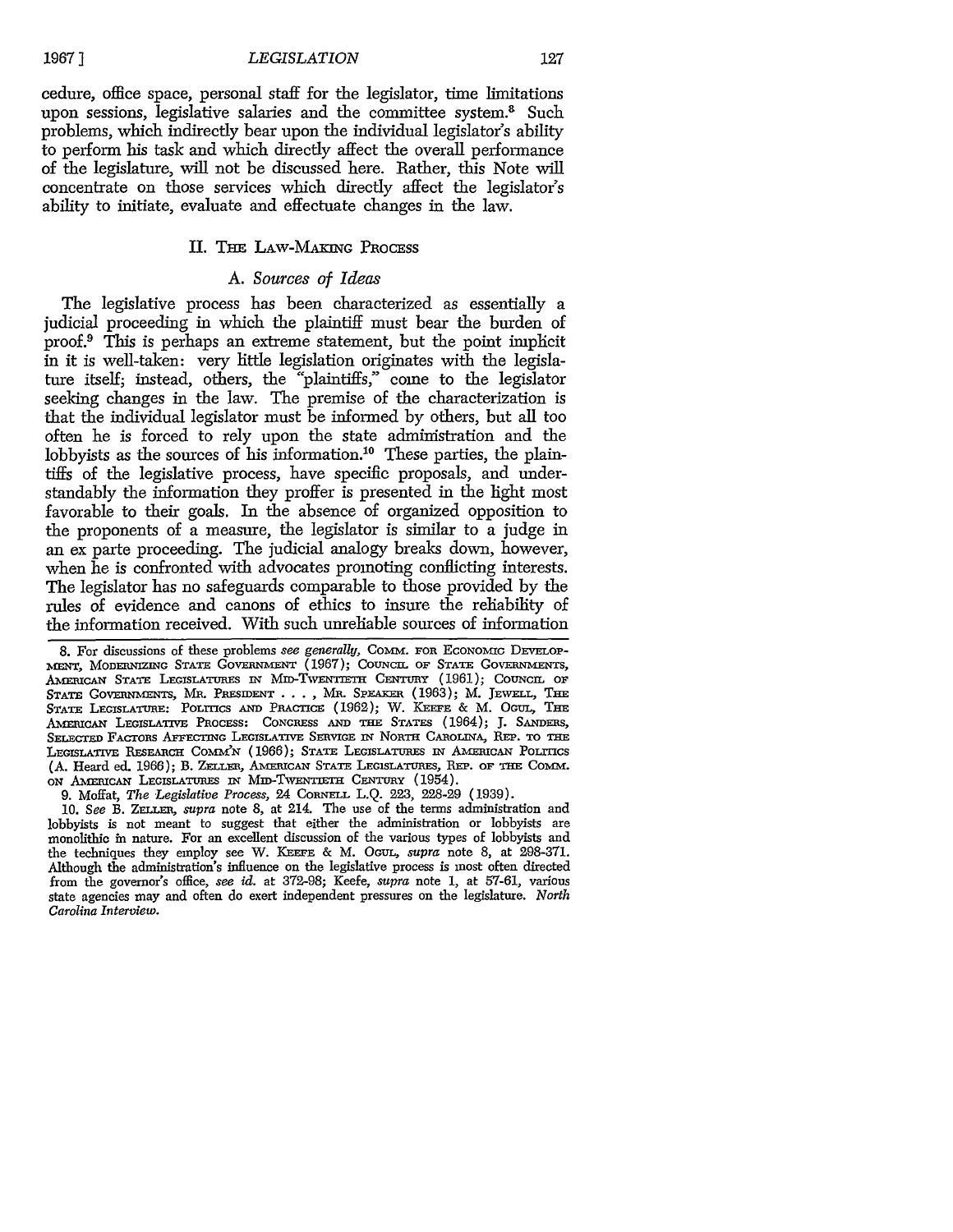cedure, office space, personal staff for the legislator, time limitations upon sessions, legislative salaries and the committee system.[8] Such problems, which indirectly bear upon the individual legislator's ability to perform his task and which directly affect the overall performance of the legislature, will not be discussed here. Rather, this Note will concentrate on those services which directly affect the legislator's ability to initiate, evaluate and effectuate changes in the law.

## II. The Law-Making Process

### A. *Sources of Ideas*

The legislative process has been characterized as essentially a judicial proceeding in which the plaintiff must bear the burden of proof.[9] This is perhaps an extreme statement, but the point implicit in it is well-taken: very little legislation originates with the legislature itself; instead, others, the "plaintiffs," come to the legislator seeking changes in the law. The premise of the characterization is that the individual legislator must be informed by others, but all too often he is forced to rely upon the state administration and the lobbyists as the sources of his information.[10] These parties, the plaintiffs of the legislative process, have specific proposals, and understandably the information they proffer is presented in the light most favorable to their goals. In the absence of organized opposition to the proponents of a measure, the legislator is similar to a judge in an ex parte proceeding. The judicial analogy breaks down, however, when he is confronted with advocates promoting conflicting interests. The legislator has no safeguards comparable to those provided by the rules of evidence and canons of ethics to insure the reliability of the information received. With such unreliable sources of information

---

8. For discussions of these problems *see generally*, Comm. for Economic Development, Modernizing State Government (1967); Council of State Governments, American State Legislatures in Mid-Twentieth Century (1961); Council of State Governments, Mr. President . . . , Mr. Speaker (1963); M. Jewell, The State Legislature: Politics and Practice (1962); W. Keefe & M. Ogul, The American Legislative Process: Congress and the States (1964); J. Sanders, Selected Factors Affecting Legislative Service in North Carolina, Rep. to the Legislative Research Comm'n (1966); State Legislatures in American Politics (A. Heard ed. 1966); B. Zeller, American State Legislatures, Rep. of the Comm. on American Legislatures in Mid-Twentieth Century (1954).

9. Moffat, *The Legislative Process*, 24 Cornell L.Q. 223, 228-29 (1939).

10. *See* B. Zeller, *supra* note 8, at 214. The use of the terms administration and lobbyists is not meant to suggest that either the administration or lobbyists are monolithic in nature. For an excellent discussion of the various types of lobbyists and the techniques they employ see W. Keefe & M. Ogul, *supra* note 8, at 298-371. Although the administration's influence on the legislative process is most often directed from the governor's office, *see id.* at 372-98; Keefe, *supra* note 1, at 57-61, various state agencies may and often do exert independent pressures on the legislature. *North Carolina Interview.*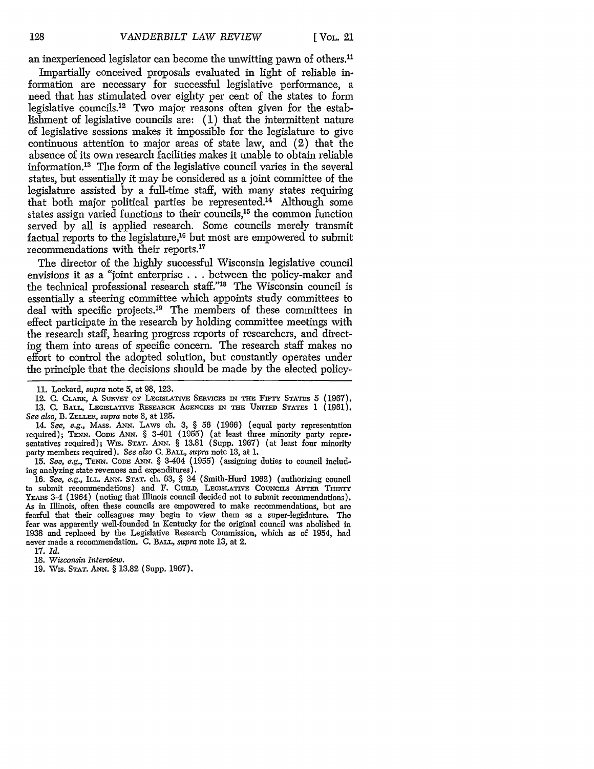an inexperienced legislator can become the unwitting pawn of others.[11]

Impartially conceived proposals evaluated in light of reliable information are necessary for successful legislative performance, a need that has stimulated over eighty per cent of the states to form legislative councils.[12] Two major reasons often given for the establishment of legislative councils are: (1) that the intermittent nature of legislative sessions makes it impossible for the legislature to give continuous attention to major areas of state law, and (2) that the absence of its own research facilities makes it unable to obtain reliable information.[13] The form of the legislative council varies in the several states, but essentially it may be considered as a joint committee of the legislature assisted by a full-time staff, with many states requiring that both major political parties be represented.[14] Although some states assign varied functions to their councils,[15] the common function served by all is applied research. Some councils merely transmit factual reports to the legislature,[16] but most are empowered to submit recommendations with their reports.[17]

The director of the highly successful Wisconsin legislative council envisions it as a "joint enterprise . . . between the policy-maker and the technical professional research staff."[18] The Wisconsin council is essentially a steering committee which appoints study committees to deal with specific projects.[19] The members of these committees in effect participate in the research by holding committee meetings with the research staff, hearing progress reports of researchers, and directing them into areas of specific concern. The research staff makes no effort to control the adopted solution, but constantly operates under the principle that the decisions should be made by the elected policy-

---

11. Lockard, *supra* note 5, at 98, 123.

12. C. Clark, A Survey of Legislative Services in the Fifty States 5 (1967).

13. C. Ball, Legislative Research Agencies in the United States 1 (1961). *See also*, B. Zeller, *supra* note 8, at 125.

14. *See, e.g.*, Mass. Ann. Laws ch. 3, § 56 (1966) (equal party representation required); Tenn. Code Ann. § 3-401 (1955) (at least three minority party representatives required); Wis. Stat. Ann. § 13.81 (Supp. 1967) (at least four minority party members required). *See also* C. Ball, *supra* note 13, at 1.

15. *See, e.g.*, Tenn. Code Ann. § 3-404 (1955) (assigning duties to council including analyzing state revenues and expenditures).

16. *See, e.g.*, Ill. Ann. Stat. ch. 63, § 34 (Smith-Hurd 1962) (authorizing council to submit recommendations) and F. Guild, Legislative Councils After Thirty Years 3-4 (1964) (noting that Illinois council decided not to submit recommendations). As in Illinois, often these councils are empowered to make recommendations, but are fearful that their colleagues may begin to view them as a super-legislature. The fear was apparently well-founded in Kentucky for the original council was abolished in 1938 and replaced by the Legislative Research Commission, which as of 1954, had never made a recommendation. C. Ball, *supra* note 13, at 2.

17. *Id.*

18. *Wisconsin Interview.*

19. Wis. Stat. Ann. § 13.82 (Supp. 1967).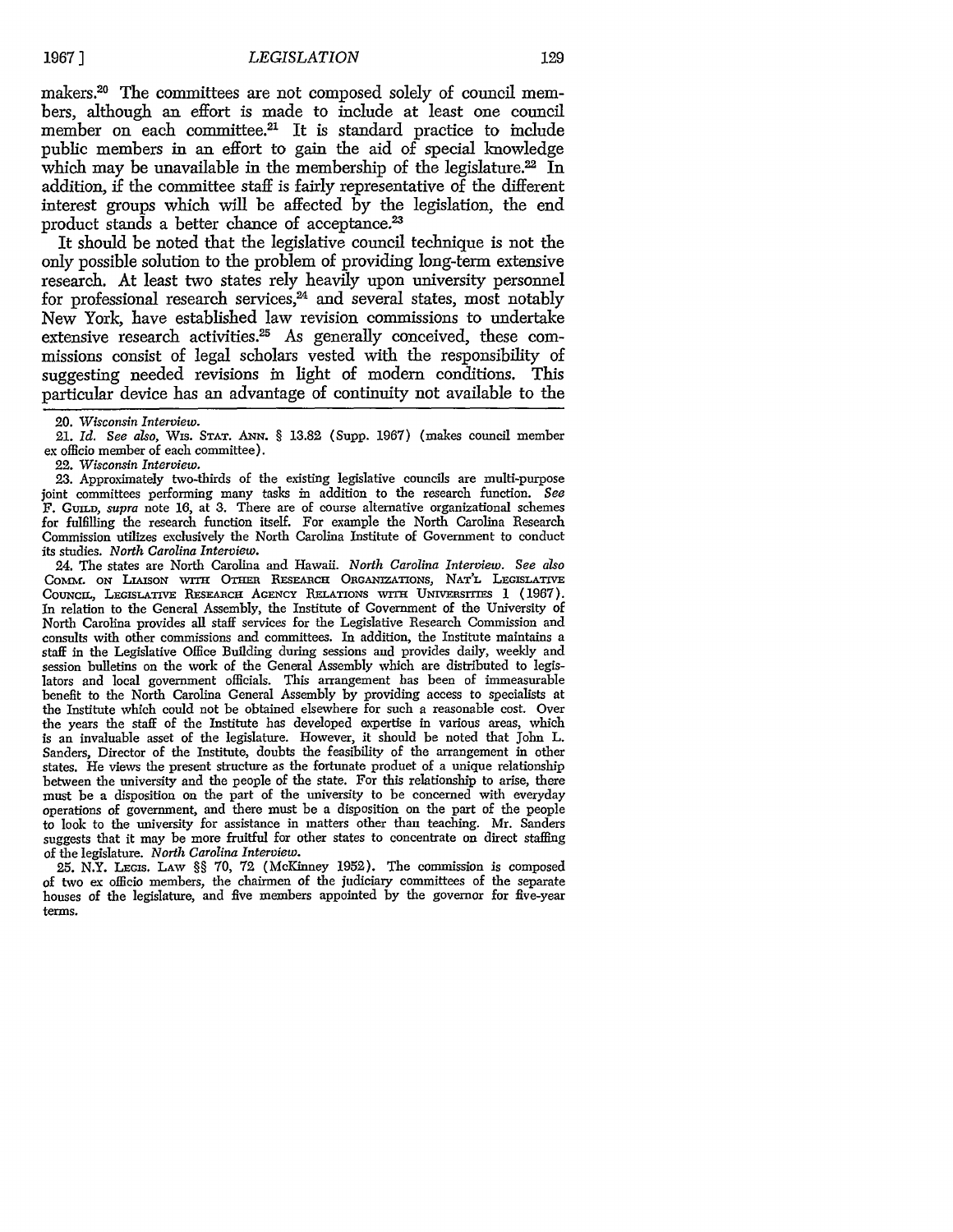makers.[20] The committees are not composed solely of council members, although an effort is made to include at least one council member on each committee.[21] It is standard practice to include public members in an effort to gain the aid of special knowledge which may be unavailable in the membership of the legislature.[22] In addition, if the committee staff is fairly representative of the different interest groups which will be affected by the legislation, the end product stands a better chance of acceptance.[23]

It should be noted that the legislative council technique is not the only possible solution to the problem of providing long-term extensive research. At least two states rely heavily upon university personnel for professional research services,[24] and several states, most notably New York, have established law revision commissions to undertake extensive research activities.[25] As generally conceived, these commissions consist of legal scholars vested with the responsibility of suggesting needed revisions in light of modern conditions. This particular device has an advantage of continuity not available to the

20. *Wisconsin Interview.*

21. *Id. See also,* WIS. STAT. ANN. § 13.82 (Supp. 1967) (makes council member ex officio member of each committee).

22. *Wisconsin Interview.*

23. Approximately two-thirds of the existing legislative councils are multi-purpose joint committees performing many tasks in addition to the research function. *See* F. GUILD, *supra* note 16, at 3. There are of course alternative organizational schemes for fulfilling the research function itself. For example the North Carolina Research Commission utilizes exclusively the North Carolina Institute of Government to conduct its studies. *North Carolina Interview.*

24. The states are North Carolina and Hawaii. *North Carolina Interview. See also* COMM. ON LIAISON WITH OTHER RESEARCH ORGANIZATIONS, NAT'L LEGISLATIVE COUNCIL, LEGISLATIVE RESEARCH AGENCY RELATIONS WITH UNIVERSITIES 1 (1967). In relation to the General Assembly, the Institute of Government of the University of North Carolina provides all staff services for the Legislative Research Commission and consults with other commissions and committees. In addition, the Institute maintains a staff in the Legislative Office Building during sessions and provides daily, weekly and session bulletins on the work of the General Assembly which are distributed to legislators and local government officials. This arrangement has been of immeasurable benefit to the North Carolina General Assembly by providing access to specialists at the Institute which could not be obtained elsewhere for such a reasonable cost. Over the years the staff of the Institute has developed expertise in various areas, which is an invaluable asset of the legislature. However, it should be noted that John L. Sanders, Director of the Institute, doubts the feasibility of the arrangement in other states. He views the present structure as the fortunate product of a unique relationship between the university and the people of the state. For this relationship to arise, there must be a disposition on the part of the university to be concerned with everyday operations of government, and there must be a disposition on the part of the people to look to the university for assistance in matters other than teaching. Mr. Sanders suggests that it may be more fruitful for other states to concentrate on direct staffing of the legislature. *North Carolina Interview.*

25. N.Y. LEGIS. LAW §§ 70, 72 (McKinney 1952). The commission is composed of two ex officio members, the chairmen of the judiciary committees of the separate houses of the legislature, and five members appointed by the governor for five-year terms.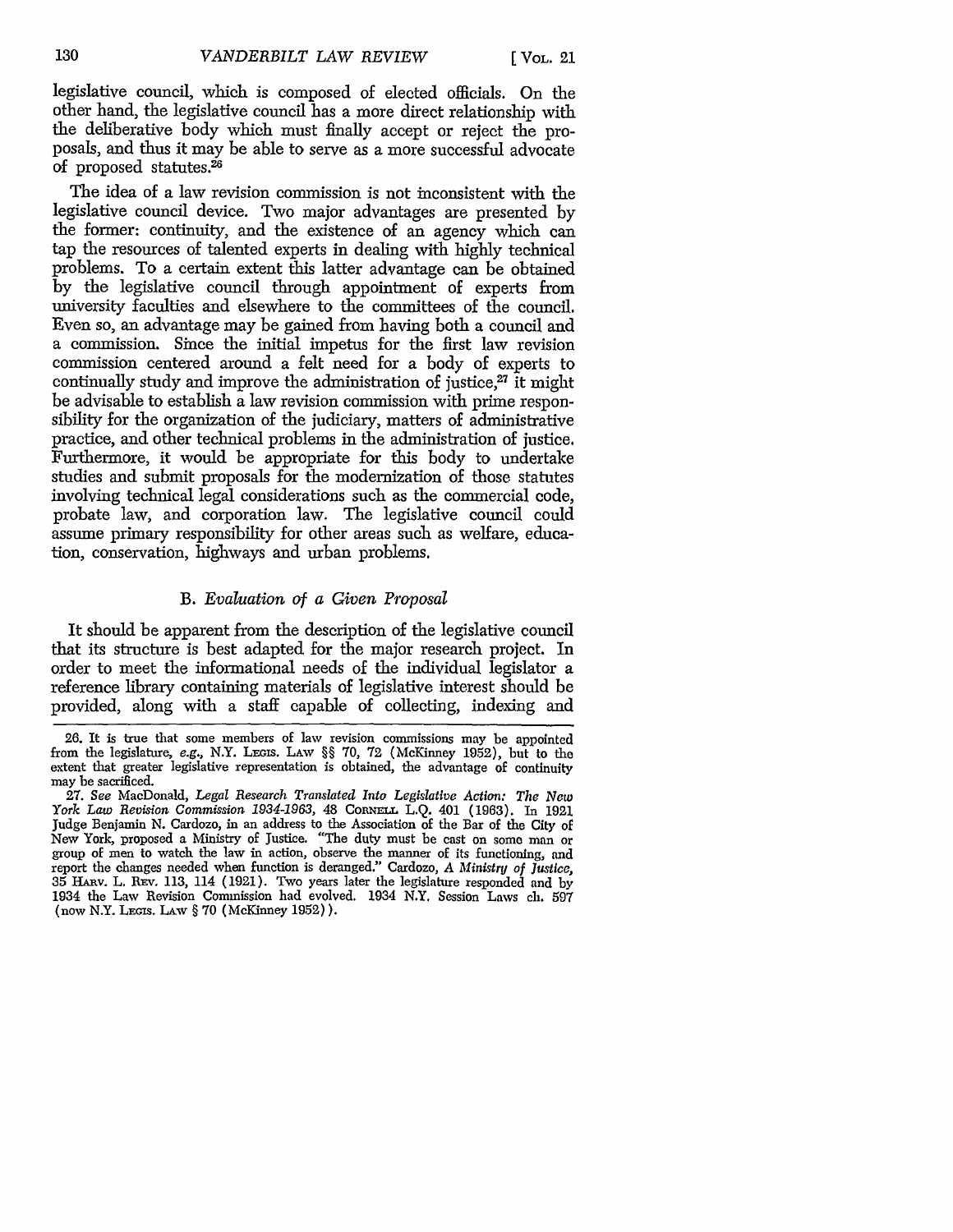legislative council, which is composed of elected officials. On the other hand, the legislative council has a more direct relationship with the deliberative body which must finally accept or reject the proposals, and thus it may be able to serve as a more successful advocate of proposed statutes.[26]

The idea of a law revision commission is not inconsistent with the legislative council device. Two major advantages are presented by the former: continuity, and the existence of an agency which can tap the resources of talented experts in dealing with highly technical problems. To a certain extent this latter advantage can be obtained by the legislative council through appointment of experts from university faculties and elsewhere to the committees of the council. Even so, an advantage may be gained from having both a council and a commission. Since the initial impetus for the first law revision commission centered around a felt need for a body of experts to continually study and improve the administration of justice,[27] it might be advisable to establish a law revision commission with prime responsibility for the organization of the judiciary, matters of administrative practice, and other technical problems in the administration of justice. Furthermore, it would be appropriate for this body to undertake studies and submit proposals for the modernization of those statutes involving technical legal considerations such as the commercial code, probate law, and corporation law. The legislative council could assume primary responsibility for other areas such as welfare, education, conservation, highways and urban problems.

### B. *Evaluation of a Given Proposal*

It should be apparent from the description of the legislative council that its structure is best adapted for the major research project. In order to meet the informational needs of the individual legislator a reference library containing materials of legislative interest should be provided, along with a staff capable of collecting, indexing and

---

26. It is true that some members of law revision commissions may be appointed from the legislature, *e.g.*, N.Y. LEGIS. LAW §§ 70, 72 (McKinney 1952), but to the extent that greater legislative representation is obtained, the advantage of continuity may be sacrificed.

27. *See* MacDonald, *Legal Research Translated Into Legislative Action: The New York Law Revision Commission 1934-1963*, 48 CORNELL L.Q. 401 (1963). In 1921 Judge Benjamin N. Cardozo, in an address to the Association of the Bar of the City of New York, proposed a Ministry of Justice. "The duty must be cast on some man or group of men to watch the law in action, observe the manner of its functioning, and report the changes needed when function is deranged." Cardozo, *A Ministry of Justice*, 35 HARV. L. REV. 113, 114 (1921). Two years later the legislature responded and by 1934 the Law Revision Commission had evolved. 1934 N.Y. Session Laws ch. 597 (now N.Y. LEGIS. LAW § 70 (McKinney 1952)).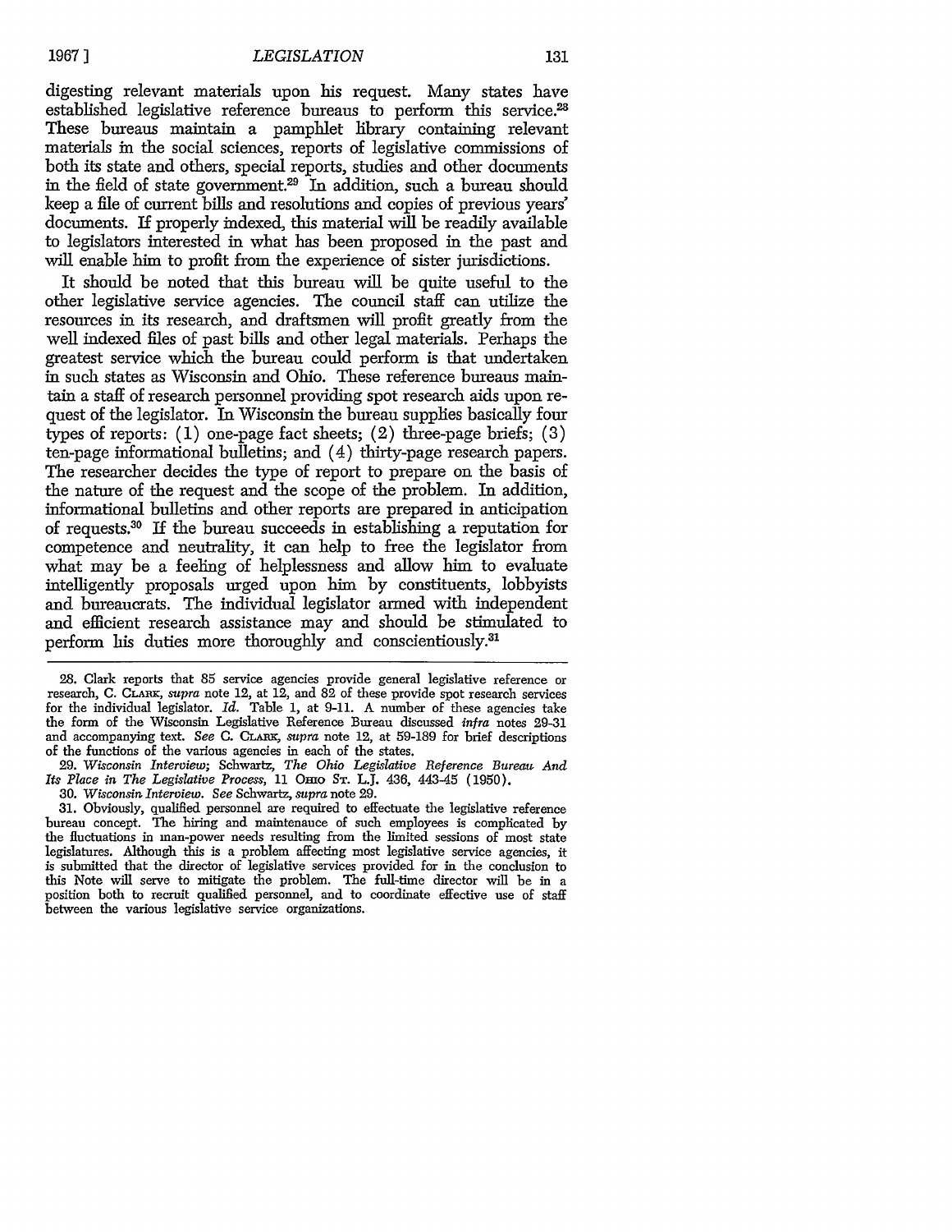digesting relevant materials upon his request. Many states have established legislative reference bureaus to perform this service.[28] These bureaus maintain a pamphlet library containing relevant materials in the social sciences, reports of legislative commissions of both its state and others, special reports, studies and other documents in the field of state government.[29] In addition, such a bureau should keep a file of current bills and resolutions and copies of previous years' documents. If properly indexed, this material will be readily available to legislators interested in what has been proposed in the past and will enable him to profit from the experience of sister jurisdictions.

It should be noted that this bureau will be quite useful to the other legislative service agencies. The council staff can utilize the resources in its research, and draftsmen will profit greatly from the well indexed files of past bills and other legal materials. Perhaps the greatest service which the bureau could perform is that undertaken in such states as Wisconsin and Ohio. These reference bureaus maintain a staff of research personnel providing spot research aids upon request of the legislator. In Wisconsin the bureau supplies basically four types of reports: (1) one-page fact sheets; (2) three-page briefs; (3) ten-page informational bulletins; and (4) thirty-page research papers. The researcher decides the type of report to prepare on the basis of the nature of the request and the scope of the problem. In addition, informational bulletins and other reports are prepared in anticipation of requests.[30] If the bureau succeeds in establishing a reputation for competence and neutrality, it can help to free the legislator from what may be a feeling of helplessness and allow him to evaluate intelligently proposals urged upon him by constituents, lobbyists and bureaucrats. The individual legislator armed with independent and efficient research assistance may and should be stimulated to perform his duties more thoroughly and conscientiously.[31]

---

28. Clark reports that 85 service agencies provide general legislative reference or research, C. CLARK, *supra* note 12, at 12, and 82 of these provide spot research services for the individual legislator. *Id.* Table 1, at 9-11. A number of these agencies take the form of the Wisconsin Legislative Reference Bureau discussed *infra* notes 29-31 and accompanying text. *See* C. CLARK, *supra* note 12, at 59-189 for brief descriptions of the functions of the various agencies in each of the states.

29. *Wisconsin Interview*; Schwartz, *The Ohio Legislative Reference Bureau And Its Place in The Legislative Process*, 11 OHIO ST. L.J. 436, 443-45 (1950).

30. *Wisconsin Interview. See* Schwartz, *supra* note 29.

31. Obviously, qualified personnel are required to effectuate the legislative reference bureau concept. The hiring and maintenance of such employees is complicated by the fluctuations in man-power needs resulting from the limited sessions of most state legislatures. Although this is a problem affecting most legislative service agencies, it is submitted that the director of legislative services provided for in the conclusion to this Note will serve to mitigate the problem. The full-time director will be in a position both to recruit qualified personnel, and to coordinate effective use of staff between the various legislative service organizations.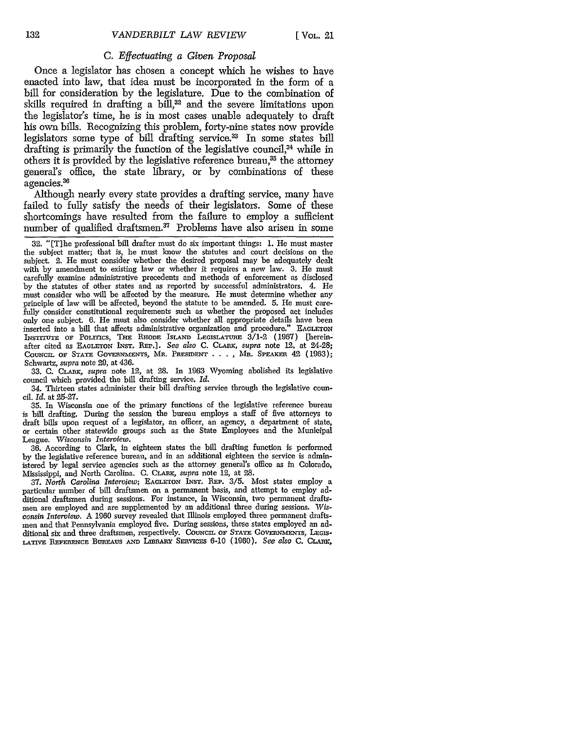### C. *Effectuating a Given Proposal*

Once a legislator has chosen a concept which he wishes to have enacted into law, that idea must be incorporated in the form of a bill for consideration by the legislature. Due to the combination of skills required in drafting a bill,[32] and the severe limitations upon the legislator's time, he is in most cases unable adequately to draft his own bills. Recognizing this problem, forty-nine states now provide legislators some type of bill drafting service.[33] In some states bill drafting is primarily the function of the legislative council,[34] while in others it is provided by the legislative reference bureau,[35] the attorney general's office, the state library, or by combinations of these agencies.[36]

Although nearly every state provides a drafting service, many have failed to fully satisfy the needs of their legislators. Some of these shortcomings have resulted from the failure to employ a sufficient number of qualified draftsmen.[37] Problems have also arisen in some

---

32. "[T]he professional bill drafter must do six important things: 1. He must master the subject matter; that is, he must know the statutes and court decisions on the subject. 2. He must consider whether the desired proposal may be adequately dealt with by amendment to existing law or whether it requires a new law. 3. He must carefully examine administrative precedents and methods of enforcement as disclosed by the statutes of other states and as reported by successful administrators. 4. He must consider who will be affected by the measure. He must determine whether any principle of law will be affected, beyond the statute to be amended. 5. He must carefully consider constitutional requirements such as whether the proposed act includes only one subject. 6. He must also consider whether all appropriate details have been inserted into a bill that affects administrative organization and procedure." EAGLETON INSTITUTE OF POLITICS, THE RHODE ISLAND LEGISLATURE 3/1-2 (1967) [hereinafter cited as EAGLETON INST. REP.]. *See also* C. CLARK, *supra* note 12, at 24-28; COUNCIL OF STATE GOVERNMENTS, MR. PRESIDENT . . . , MR. SPEAKER 42 (1963); Schwartz, *supra* note 29, at 436.

33. C. CLARK, *supra* note 12, at 28. In 1963 Wyoming abolished its legislative council which provided the bill drafting service. *Id.*

34. Thirteen states administer their bill drafting service through the legislative council. *Id.* at 25-27.

35. In Wisconsin one of the primary functions of the legislative reference bureau is bill drafting. During the session the bureau employs a staff of five attorneys to draft bills upon request of a legislator, an officer, an agency, a department of state, or certain other statewide groups such as the State Employees and the Municipal League. *Wisconsin Interview.*

36. According to Clark, in eighteen states the bill drafting function is performed by the legislative reference bureau, and in an additional eighteen the service is administered by legal service agencies such as the attorney general's office as in Colorado, Mississippi, and North Carolina. C. CLARK, *supra* note 12, at 28.

37. *North Carolina Interview*; EAGLETON INST. REP. 3/5. Most states employ a particular number of bill draftsmen on a permanent basis, and attempt to employ additional draftsmen during sessions. For instance, in Wisconsin, two permanent draftsmen are employed and are supplemented by an additional three during sessions. *Wisconsin Interview.* A 1960 survey revealed that Illinois employed three permanent draftsmen and that Pennsylvania employed five. During sessions, these states employed an additional six and three draftsmen, respectively. COUNCIL OF STATE GOVERNMENTS, LEGISLATIVE REFERENCE BUREAUS AND LIBRARY SERVICES 6-10 (1960). *See also* C. CLARK,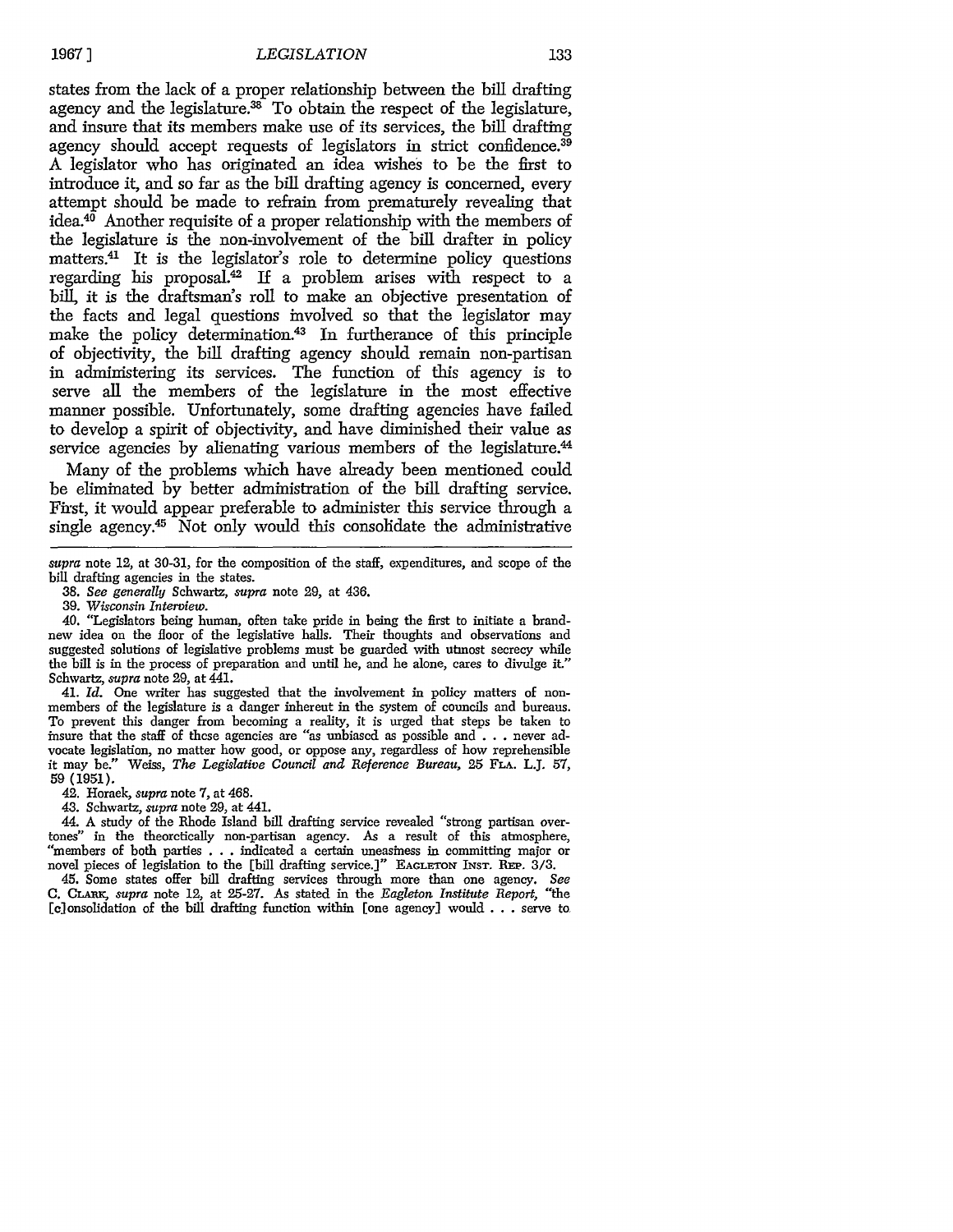states from the lack of a proper relationship between the bill drafting agency and the legislature.[38] To obtain the respect of the legislature, and insure that its members make use of its services, the bill drafting agency should accept requests of legislators in strict confidence.[39] A legislator who has originated an idea wishes to be the first to introduce it, and so far as the bill drafting agency is concerned, every attempt should be made to refrain from prematurely revealing that idea.[40] Another requisite of a proper relationship with the members of the legislature is the non-involvement of the bill drafter in policy matters.[41] It is the legislator's role to determine policy questions regarding his proposal.[42] If a problem arises with respect to a bill, it is the draftsman's roll to make an objective presentation of the facts and legal questions involved so that the legislator may make the policy determination.[43] In furtherance of this principle of objectivity, the bill drafting agency should remain non-partisan in administering its services. The function of this agency is to serve all the members of the legislature in the most effective manner possible. Unfortunately, some drafting agencies have failed to develop a spirit of objectivity, and have diminished their value as service agencies by alienating various members of the legislature.[44]

Many of the problems which have already been mentioned could be eliminated by better administration of the bill drafting service. First, it would appear preferable to administer this service through a single agency.[45] Not only would this consolidate the administrative

---

*supra* note 12, at 30-31, for the composition of the staff, expenditures, and scope of the bill drafting agencies in the states.

38. *See generally* Schwartz, *supra* note 29, at 436.

39. *Wisconsin Interview.*

40. "Legislators being human, often take pride in being the first to initiate a brand-new idea on the floor of the legislative halls. Their thoughts and observations and suggested solutions of legislative problems must be guarded with utmost secrecy while the bill is in the process of preparation and until he, and he alone, cares to divulge it." Schwartz, *supra* note 29, at 441.

41. *Id.* One writer has suggested that the involvement in policy matters of non-members of the legislature is a danger inherent in the system of councils and bureaus. To prevent this danger from becoming a reality, it is urged that steps be taken to insure that the staff of these agencies are "as unbiased as possible and . . . never advocate legislation, no matter how good, or oppose any, regardless of how reprehensible it may be." Weiss, *The Legislative Council and Reference Bureau*, 25 FLA. L.J. 57, 59 (1951).

42. Horack, *supra* note 7, at 468.

43. Schwartz, *supra* note 29, at 441.

44. A study of the Rhode Island bill drafting service revealed "strong partisan overtones" in the theorctically non-partisan agency. As a result of this atmosphere, "members of both parties . . . indicated a certain uneasiness in committing major or novel pieces of legislation to the [bill drafting service.]" EAGLETON INST. REP. 3/3.

45. Some states offer bill drafting services through more than one agency. *See* C. CLARK, *supra* note 12, at 25-27. As stated in the *Eagleton Institute Report*, "the [c]onsolidation of the bill drafting function within [one agency] would . . . serve to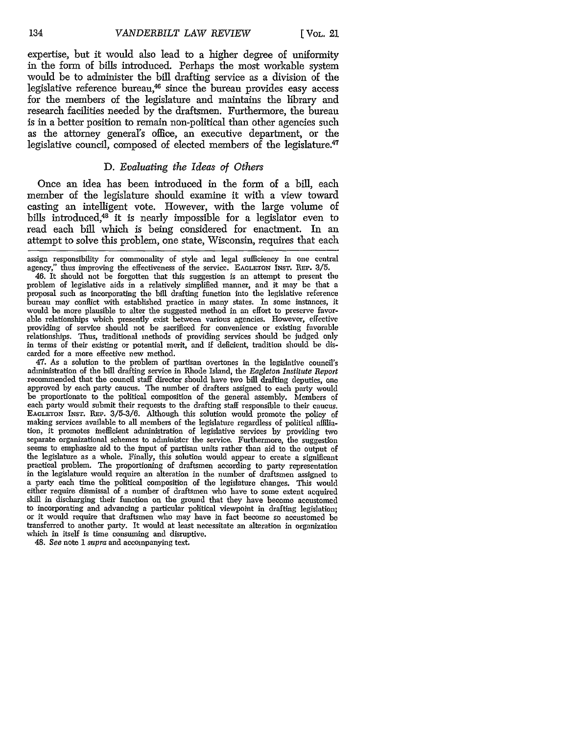expertise, but it would also lead to a higher degree of uniformity in the form of bills introduced. Perhaps the most workable system would be to administer the bill drafting service as a division of the legislative reference bureau,[46] since the bureau provides easy access for the members of the legislature and maintains the library and research facilities needed by the draftsmen. Furthermore, the bureau is in a better position to remain non-political than other agencies such as the attorney general's office, an executive department, or the legislative council, composed of elected members of the legislature.[47]

### D. *Evaluating the Ideas of Others*

Once an idea has been introduced in the form of a bill, each member of the legislature should examine it with a view toward casting an intelligent vote. However, with the large volume of bills introduced,[48] it is nearly impossible for a legislator even to read each bill which is being considered for enactment. In an attempt to solve this problem, one state, Wisconsin, requires that each

---

assign responsibility for commonality of style and legal sufficiency in one central agency," thus improving the effectiveness of the service. EAGLETON INST. REP. 3/5.

46. It should not be forgotten that this suggestion is an attempt to present the problem of legislative aids in a relatively simplified manner, and it may be that a proposal such as incorporating the bill drafting function into the legislative reference bureau may conflict with established practice in many states. In some instances, it would be more plausible to alter the suggested method in an effort to preserve favorable relationships which presently exist between various agencies. However, effective providing of service should not be sacrificed for convenience or existing favorable relationships. Thus, traditional methods of providing services should be judged only in terms of their existing or potential merit, and if deficient, tradition should be discarded for a more effective new method.

47. As a solution to the problem of partisan overtones in the legislative council's administration of the bill drafting service in Rhode Island, the *Eagleton Institute Report* recommended that the council staff director should have two bill drafting deputies, one approved by each party caucus. The number of drafters assigned to each party would be proportionate to the political composition of the general assembly. Members of each party would submit their requests to the drafting staff responsible to their caucus. EAGLETON INST. REP. 3/5-3/6. Although this solution would promote the policy of making services available to all members of the legislature regardless of political affiliation, it promotes inefficient administration of legislative services by providing two separate organizational schemes to administer the service. Furthermore, the suggestion seems to emphasize aid to the input of partisan units rather than aid to the output of the legislature as a whole. Finally, this solution would appear to create a significant practical problem. The proportioning of draftsmen according to party representation in the legislature would require an alteration in the number of draftsmen assigned to a party each time the political composition of the legislature changes. This would either require dismissal of a number of draftsmen who have to some extent acquired skill in discharging their function on the ground that they have become accustomed to incorporating and advancing a particular political viewpoint in drafting legislation; or it would require that draftsmen who may have in fact become so accustomed be transferred to another party. It would at least necessitate an alteration in organization which in itself is time consuming and disruptive.

48. *See* note 1 *supra* and accompanying text.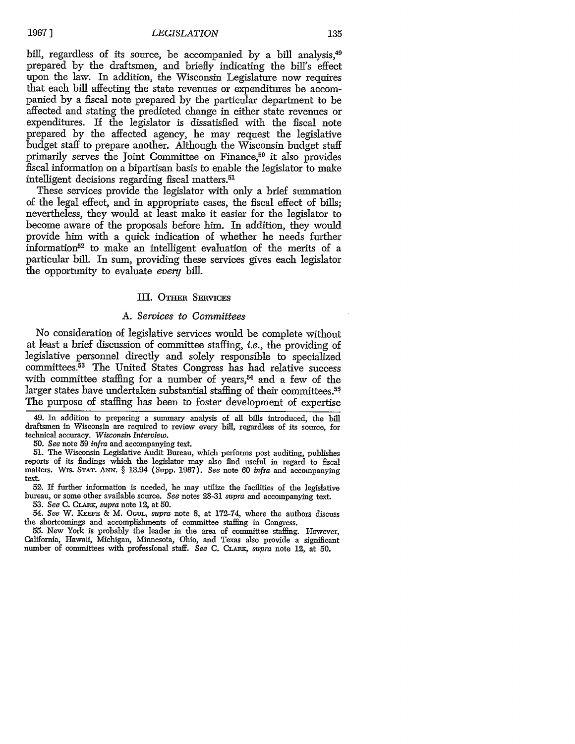bill, regardless of its source, be accompanied by a bill analysis,[49] prepared by the draftsmen, and briefly indicating the bill's effect upon the law. In addition, the Wisconsin Legislature now requires that each bill affecting the state revenues or expenditures be accompanied by a fiscal note prepared by the particular department to be affected and stating the predicted change in either state revenues or expenditures. If the legislator is dissatisfied with the fiscal note prepared by the affected agency, he may request the legislative budget staff to prepare another. Although the Wisconsin budget staff primarily serves the Joint Committee on Finance,[50] it also provides fiscal information on a bipartisan basis to enable the legislator to make intelligent decisions regarding fiscal matters.[51]

These services provide the legislator with only a brief summation of the legal effect, and in appropriate cases, the fiscal effect of bills; nevertheless, they would at least make it easier for the legislator to become aware of the proposals before him. In addition, they would provide him with a quick indication of whether he needs further information[52] to make an intelligent evaluation of the merits of a particular bill. In sum, providing these services gives each legislator the opportunity to evaluate *every* bill.

## III. Other Services

### A. *Services to Committees*

No consideration of legislative services would be complete without at least a brief discussion of committee staffing, *i.e.*, the providing of legislative personnel directly and solely responsible to specialized committees.[53] The United States Congress has had relative success with committee staffing for a number of years,[54] and a few of the larger states have undertaken substantial staffing of their committees.[55] The purpose of staffing has been to foster development of expertise

---

49. In addition to preparing a summary analysis of all bills introduced, the bill draftsmen in Wisconsin are required to review every bill, regardless of its source, for technical accuracy. *Wisconsin Interview.*

50. *See* note 59 *infra* and accompanying text.

51. The Wisconsin Legislative Audit Bureau, which performs post auditing, publishes reports of its findings which the legislator may also find useful in regard to fiscal matters. Wis. Stat. Ann. § 13.94 (Supp. 1967). *See* note 60 *infra* and accompanying text.

52. If further information is needed, he may utilize the facilities of the legislative bureau, or some other available source. *See* notes 28-31 *supra* and accompanying text.

53. *See* C. Clark, *supra* note 12, at 50.

54. *See* W. Keefe & M. Ogul, *supra* note 8, at 172-74, where the authors discuss the shortcomings and accomplishments of committee staffing in Congress.

55. New York is probably the leader in the area of committee staffing. However, California, Hawaii, Michigan, Minnesota, Ohio, and Texas also provide a significant number of committees with professional staff. *See* C. Clark, *supra* note 12, at 50.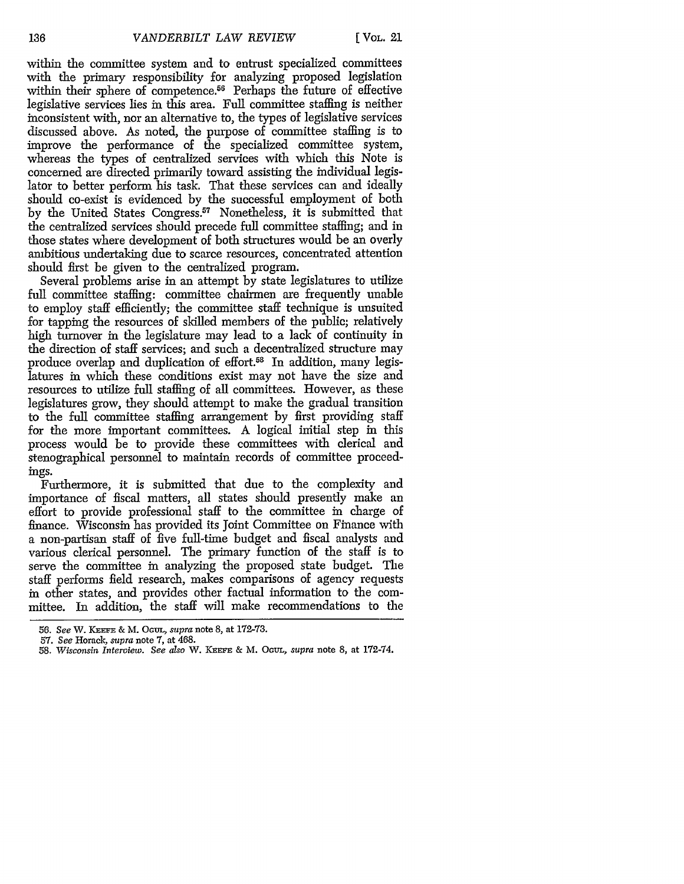within the committee system and to entrust specialized committees with the primary responsibility for analyzing proposed legislation within their sphere of competence.[56] Perhaps the future of effective legislative services lies in this area. Full committee staffing is neither inconsistent with, nor an alternative to, the types of legislative services discussed above. As noted, the purpose of committee staffing is to improve the performance of the specialized committee system, whereas the types of centralized services with which this Note is concerned are directed primarily toward assisting the individual legislator to better perform his task. That these services can and ideally should co-exist is evidenced by the successful employment of both by the United States Congress.[57] Nonetheless, it is submitted that the centralized services should precede full committee staffing; and in those states where development of both structures would be an overly ambitious undertaking due to scarce resources, concentrated attention should first be given to the centralized program.

Several problems arise in an attempt by state legislatures to utilize full committee staffing: committee chairmen are frequently unable to employ staff efficiently; the committee staff technique is unsuited for tapping the resources of skilled members of the public; relatively high turnover in the legislature may lead to a lack of continuity in the direction of staff services; and such a decentralized structure may produce overlap and duplication of effort.[58] In addition, many legislatures in which these conditions exist may not have the size and resources to utilize full staffing of all committees. However, as these legislatures grow, they should attempt to make the gradual transition to the full committee staffing arrangement by first providing staff for the more important committees. A logical initial step in this process would be to provide these committees with clerical and stenographical personnel to maintain records of committee proceedings.

Furthermore, it is submitted that due to the complexity and importance of fiscal matters, all states should presently make an effort to provide professional staff to the committee in charge of finance. Wisconsin has provided its Joint Committee on Finance with a non-partisan staff of five full-time budget and fiscal analysts and various clerical personnel. The primary function of the staff is to serve the committee in analyzing the proposed state budget. The staff performs field research, makes comparisons of agency requests in other states, and provides other factual information to the committee. In addition, the staff will make recommendations to the

---

56. *See* W. KEEFE & M. OGUL, *supra* note 8, at 172-73.

57. *See* Horack, *supra* note 7, at 468.

58. *Wisconsin Interview. See also* W. KEEFE & M. OGUL, *supra* note 8, at 172-74.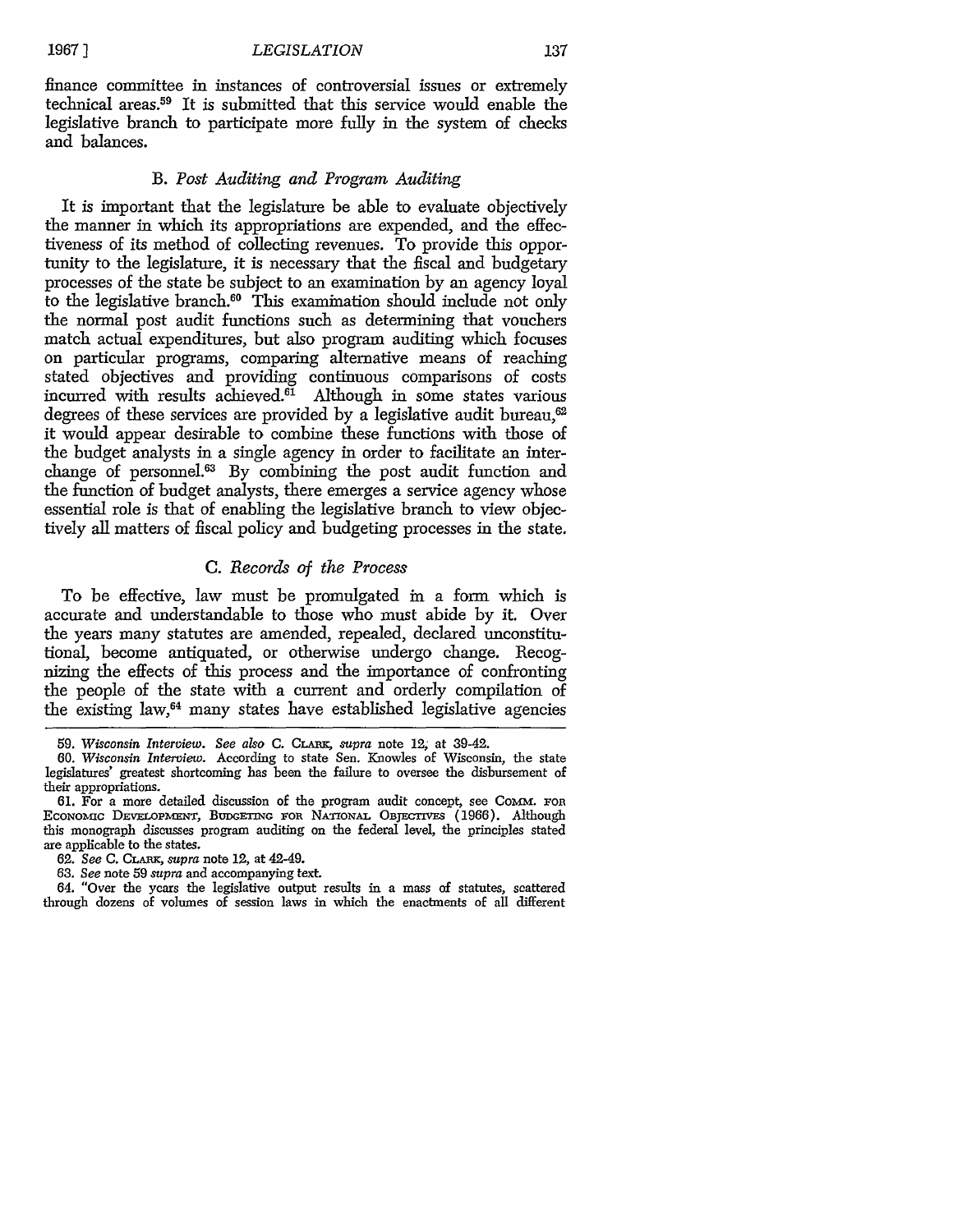finance committee in instances of controversial issues or extremely technical areas.[59] It is submitted that this service would enable the legislative branch to participate more fully in the system of checks and balances.

### B. *Post Auditing and Program Auditing*

It is important that the legislature be able to evaluate objectively the manner in which its appropriations are expended, and the effectiveness of its method of collecting revenues. To provide this opportunity to the legislature, it is necessary that the fiscal and budgetary processes of the state be subject to an examination by an agency loyal to the legislative branch.[60] This examination should include not only the normal post audit functions such as determining that vouchers match actual expenditures, but also program auditing which focuses on particular programs, comparing alternative means of reaching stated objectives and providing continuous comparisons of costs incurred with results achieved.[61] Although in some states various degrees of these services are provided by a legislative audit bureau,[62] it would appear desirable to combine these functions with those of the budget analysts in a single agency in order to facilitate an interchange of personnel.[63] By combining the post audit function and the function of budget analysts, there emerges a service agency whose essential role is that of enabling the legislative branch to view objectively all matters of fiscal policy and budgeting processes in the state.

### C. *Records of the Process*

To be effective, law must be promulgated in a form which is accurate and understandable to those who must abide by it. Over the years many statutes are amended, repealed, declared unconstitutional, become antiquated, or otherwise undergo change. Recognizing the effects of this process and the importance of confronting the people of the state with a current and orderly compilation of the existing law,[64] many states have established legislative agencies

---

59. *Wisconsin Interview. See also* C. CLARK, *supra* note 12, at 39-42.

60. *Wisconsin Interview.* According to state Sen. Knowles of Wisconsin, the state legislatures' greatest shortcoming has been the failure to oversee the disbursement of their appropriations.

61. For a more detailed discussion of the program audit concept, see COMM. FOR ECONOMIC DEVELOPMENT, BUDGETING FOR NATIONAL OBJECTIVES (1966). Although this monograph discusses program auditing on the federal level, the principles stated are applicable to the states.

62. *See* C. CLARK, *supra* note 12, at 42-49.

63. *See* note 59 *supra* and accompanying text.

64. "Over the years the legislative output results in a mass of statutes, scattered through dozens of volumes of session laws in which the enactments of all different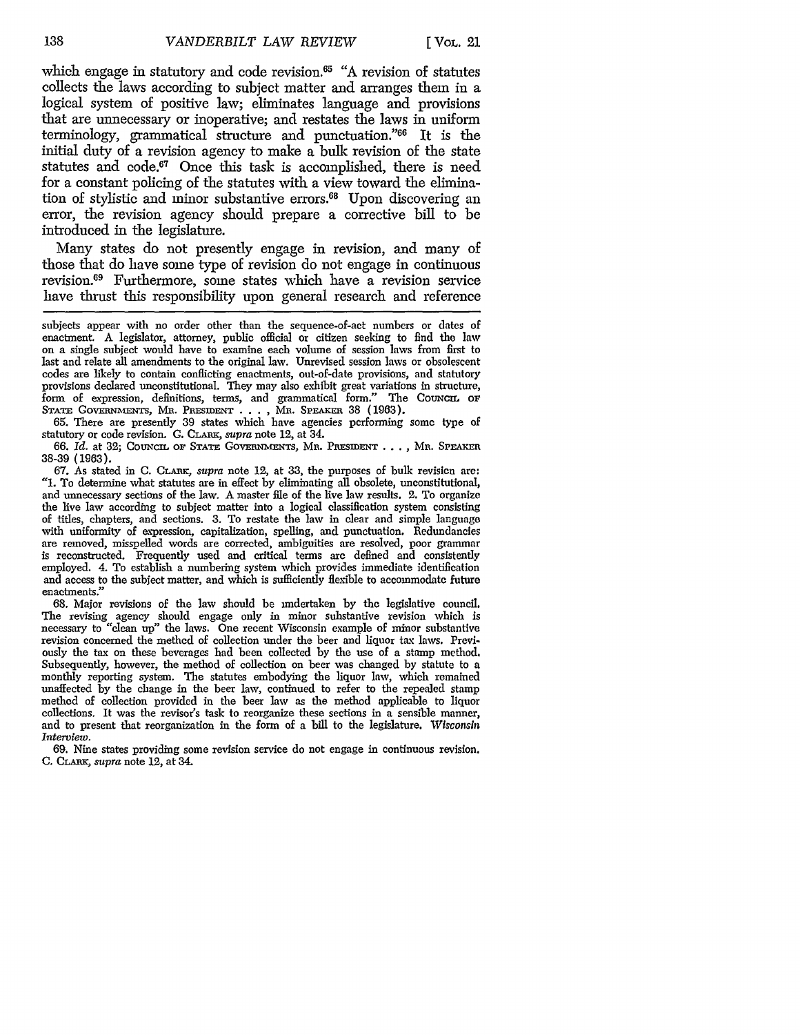which engage in statutory and code revision.[65] "A revision of statutes collects the laws according to subject matter and arranges them in a logical system of positive law; eliminates language and provisions that are unnecessary or inoperative; and restates the laws in uniform terminology, grammatical structure and punctuation."[66] It is the initial duty of a revision agency to make a bulk revision of the state statutes and code.[67] Once this task is accomplished, there is need for a constant policing of the statutes with a view toward the elimination of stylistic and minor substantive errors.[68] Upon discovering an error, the revision agency should prepare a corrective bill to be introduced in the legislature.

Many states do not presently engage in revision, and many of those that do have some type of revision do not engage in continuous revision.[69] Furthermore, some states which have a revision service have thrust this responsibility upon general research and reference

---

subjects appear with no order other than the sequence-of-act numbers or dates of enactment. A legislator, attorney, public official or citizen seeking to find the law on a single subject would have to examine each volume of session laws from first to last and relate all amendments to the original law. Unrevised session laws or obsolescent codes are likely to contain conflicting enactments, out-of-date provisions, and statutory provisions declared unconstitutional. They may also exhibit great variations in structure, form of expression, definitions, terms, and grammatical form." The COUNCIL OF STATE GOVERNMENTS, MR. PRESIDENT . . . , MR. SPEAKER 38 (1963).

65. There are presently 39 states which have agencies performing some type of statutory or code revision. G. CLARK, *supra* note 12, at 34.

66. *Id.* at 32; COUNCIL OF STATE GOVERNMENTS, MR. PRESIDENT . . . , MR. SPEAKER 38-39 (1963).

67. As stated in C. CLARK, *supra* note 12, at 33, the purposes of bulk revision are: "1. To determine what statutes are in effect by eliminating all obsolete, unconstitutional, and unnecessary sections of the law. A master file of the live law results. 2. To organize the live law according to subject matter into a logical classification system consisting of titles, chapters, and sections. 3. To restate the law in clear and simple language with uniformity of expression, capitalization, spelling, and punctuation. Redundancies are removed, misspelled words are corrected, ambiguities are resolved, poor grammar is reconstructed. Frequently used and critical terms are defined and consistently employed. 4. To establish a numbering system which provides immediate identification and access to the subject matter, and which is sufficiently flexible to accommodate future enactments."

68. Major revisions of the law should be undertaken by the legislative council. The revising agency should engage only in minor substantive revision which is necessary to "clean up" the laws. One recent Wisconsin example of minor substantive revision concerned the method of collection under the beer and liquor tax laws. Previously the tax on these beverages had been collected by the use of a stamp method. Subsequently, however, the method of collection on beer was changed by statute to a monthly reporting system. The statutes embodying the liquor law, which remained unaffected by the change in the beer law, continued to refer to the repealed stamp method of collection provided in the beer law as the method applicable to liquor collections. It was the revisor's task to reorganize these sections in a sensible manner, and to present that reorganization in the form of a bill to the legislature. *Wisconsin Interview.*

69. Nine states providing some revision service do not engage in continuous revision. C. CLARK, *supra* note 12, at 34.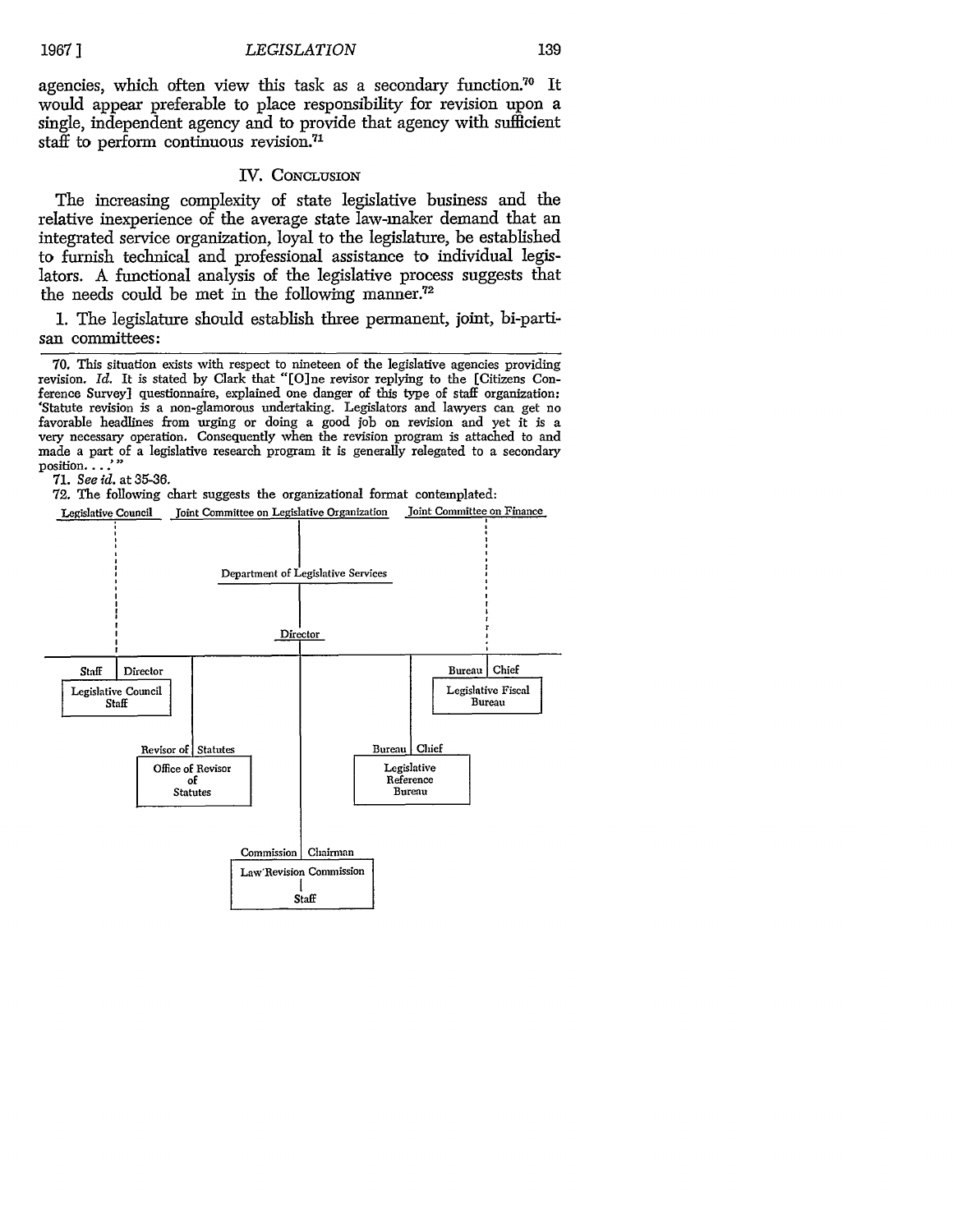agencies, which often view this task as a secondary function.[70] It would appear preferable to place responsibility for revision upon a single, independent agency and to provide that agency with sufficient staff to perform continuous revision.[71]

## IV. Conclusion

The increasing complexity of state legislative business and the relative inexperience of the average state law-maker demand that an integrated service organization, loyal to the legislature, be established to furnish technical and professional assistance to individual legislators. A functional analysis of the legislative process suggests that the needs could be met in the following manner.[72]

1. The legislature should establish three permanent, joint, bi-partisan committees:

---

70. This situation exists with respect to nineteen of the legislative agencies providing revision. *Id.* It is stated by Clark that "[O]ne revisor replying to the [Citizens Conference Survey] questionnaire, explained one danger of this type of staff organization: 'Statute revision is a non-glamorous undertaking. Legislators and lawyers can get no favorable headlines from urging or doing a good job on revision and yet it is a very necessary operation. Consequently when the revision program is attached to and made a part of a legislative research program it is generally relegated to a secondary position. . . .'"

71. *See id.* at 35-36.

72. The following chart suggests the organizational format contemplated:

Legislative Council | Joint Committee on Legislative Organization | Joint Committee on Finance

Department of Legislative Services

Director

Staff | Director — Legislative Council Staff

Bureau | Chief — Legislative Fiscal Bureau

Revisor of Statutes — Office of Revisor of Statutes

Bureau | Chief — Legislative Reference Bureau

Commission | Chairman — Law Revision Commission — Staff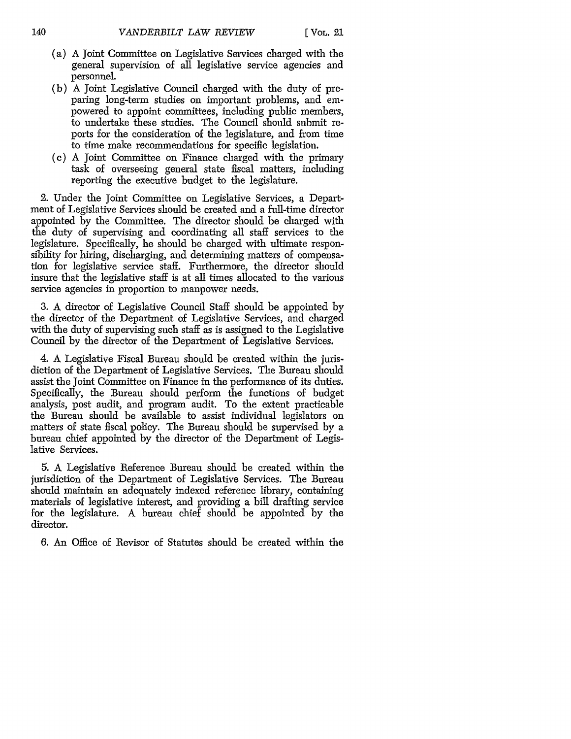(a) A Joint Committee on Legislative Services charged with the general supervision of all legislative service agencies and personnel.

(b) A Joint Legislative Council charged with the duty of preparing long-term studies on important problems, and empowered to appoint committees, including public members, to undertake these studies. The Council should submit reports for the consideration of the legislature, and from time to time make recommendations for specific legislation.

(c) A Joint Committee on Finance charged with the primary task of overseeing general state fiscal matters, including reporting the executive budget to the legislature.

2. Under the Joint Committee on Legislative Services, a Department of Legislative Services should be created and a full-time director appointed by the Committee. The director should be charged with the duty of supervising and coordinating all staff services to the legislature. Specifically, he should be charged with ultimate responsibility for hiring, discharging, and determining matters of compensation for legislative service staff. Furthermore, the director should insure that the legislative staff is at all times allocated to the various service agencies in proportion to manpower needs.

3. A director of Legislative Council Staff should be appointed by the director of the Department of Legislative Services, and charged with the duty of supervising such staff as is assigned to the Legislative Council by the director of the Department of Legislative Services.

4. A Legislative Fiscal Bureau should be created within the jurisdiction of the Department of Legislative Services. The Bureau should assist the Joint Committee on Finance in the performance of its duties. Specifically, the Bureau should perform the functions of budget analysis, post audit, and program audit. To the extent practicable the Bureau should be available to assist individual legislators on matters of state fiscal policy. The Bureau should be supervised by a bureau chief appointed by the director of the Department of Legislative Services.

5. A Legislative Reference Bureau should be created within the jurisdiction of the Department of Legislative Services. The Bureau should maintain an adequately indexed reference library, containing materials of legislative interest, and providing a bill drafting service for the legislature. A bureau chief should be appointed by the director.

6. An Office of Revisor of Statutes should be created within the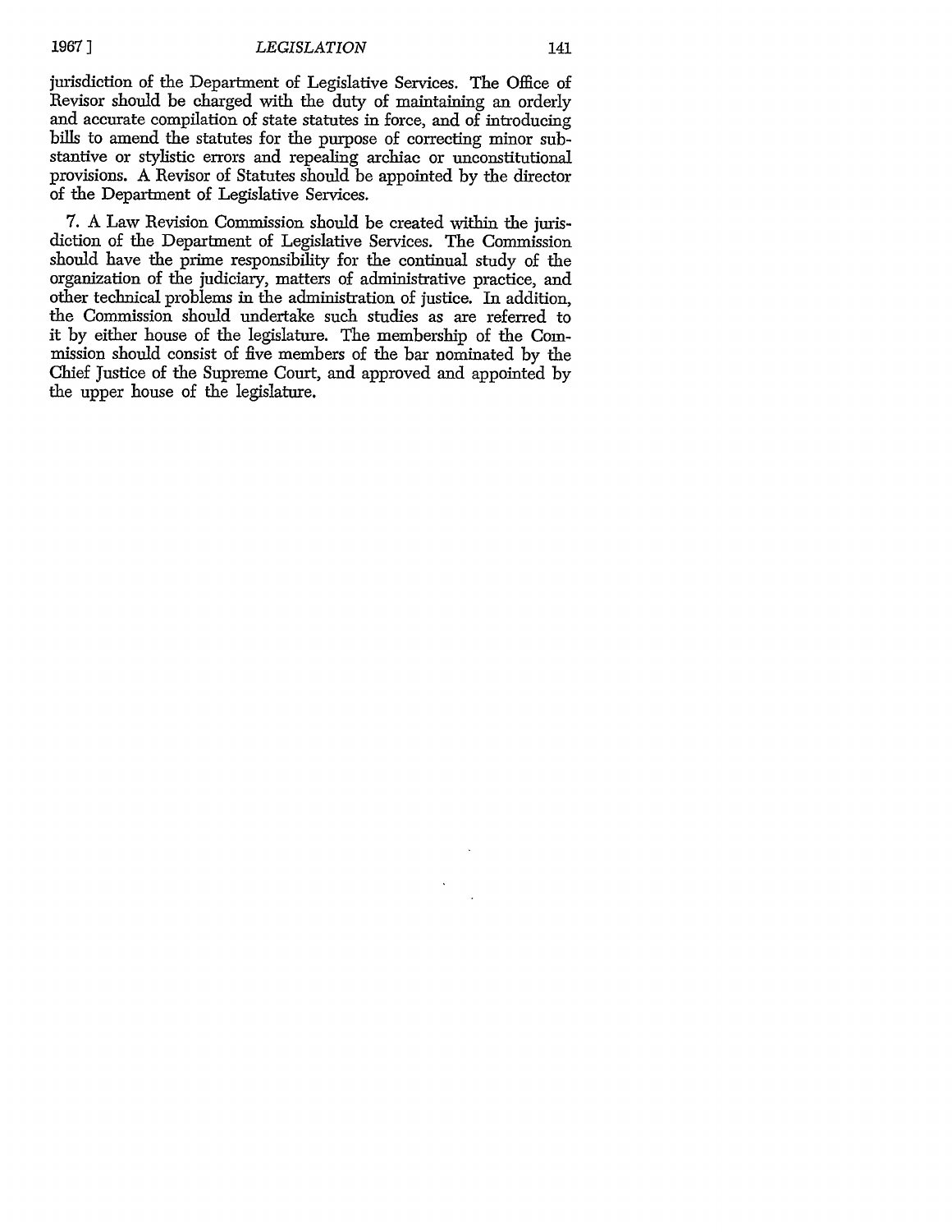jurisdiction of the Department of Legislative Services. The Office of Revisor should be charged with the duty of maintaining an orderly and accurate compilation of state statutes in force, and of introducing bills to amend the statutes for the purpose of correcting minor substantive or stylistic errors and repealing archiac or unconstitutional provisions. A Revisor of Statutes should be appointed by the director of the Department of Legislative Services.

7. A Law Revision Commission should be created within the jurisdiction of the Department of Legislative Services. The Commission should have the prime responsibility for the continual study of the organization of the judiciary, matters of administrative practice, and other technical problems in the administration of justice. In addition, the Commission should undertake such studies as are referred to it by either house of the legislature. The membership of the Commission should consist of five members of the bar nominated by the Chief Justice of the Supreme Court, and approved and appointed by the upper house of the legislature.